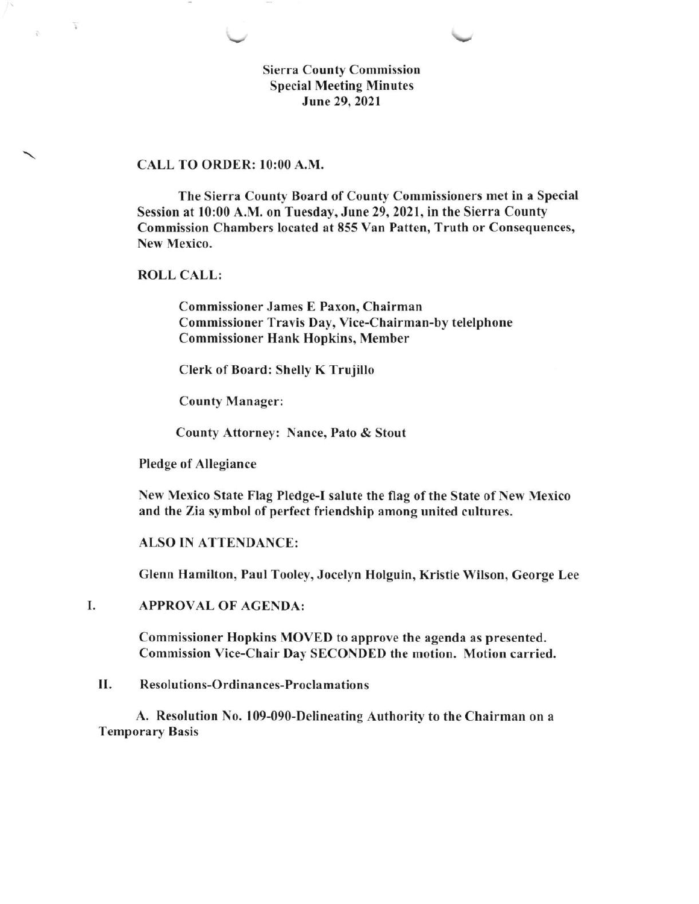# Sierra County Commission
## Special Meeting Minutes
### June 29, 2021

**CALL TO ORDER: 10:00 A.M.**

The Sierra County Board of County Commissioners met in a Special Session at 10:00 A.M. on Tuesday, June 29, 2021, in the Sierra County Commission Chambers located at 855 Van Patten, Truth or Consequences, New Mexico.

**ROLL CALL:**

Commissioner James E Paxon, Chairman
Commissioner Travis Day, Vice-Chairman-by telelphone
Commissioner Hank Hopkins, Member

Clerk of Board: Shelly K Trujillo

County Manager:

County Attorney: Nance, Pato & Stout

Pledge of Allegiance

New Mexico State Flag Pledge-I salute the flag of the State of New Mexico and the Zia symbol of perfect friendship among united cultures.

**ALSO IN ATTENDANCE:**

Glenn Hamilton, Paul Tooley, Jocelyn Holguin, Kristie Wilson, George Lee

I. **APPROVAL OF AGENDA:**

Commissioner Hopkins MOVED to approve the agenda as presented. Commission Vice-Chair Day SECONDED the motion. Motion carried.

II. Resolutions-Ordinances-Proclamations

A. Resolution No. 109-090-Delineating Authority to the Chairman on a Temporary Basis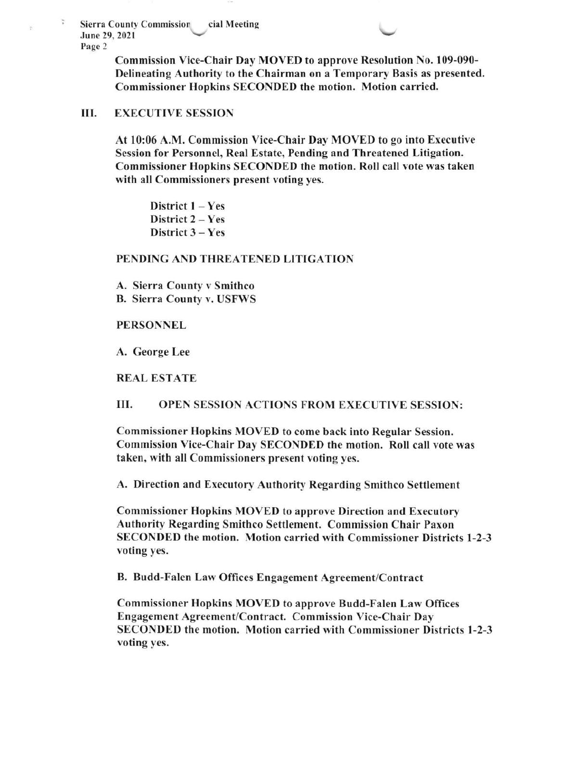**Commission Vice-Chair Day MOVED to approve Resolution No. 109-090- Delineating Authority to the Chairman on a Temporary Basis as presented. Commissioner Hopkins SECONDED the motion. Motion carried.**

## III. EXECUTIVE SESSION

**At 10:06 A.M. Commission Vice-Chair Day MOVED to go into Executive Session for Personnel, Real Estate, Pending and Threatened Litigation. Commissioner Hopkins SECONDED the motion. Roll call vote was taken with all Commissioners present voting yes.**

**District 1 – Yes**
**District 2 – Yes**
**District 3 – Yes**

### PENDING AND THREATENED LITIGATION

**A. Sierra County v Smithco**
**B. Sierra County v. USFWS**

### PERSONNEL

**A. George Lee**

### REAL ESTATE

## III. OPEN SESSION ACTIONS FROM EXECUTIVE SESSION:

**Commissioner Hopkins MOVED to come back into Regular Session. Commission Vice-Chair Day SECONDED the motion. Roll call vote was taken, with all Commissioners present voting yes.**

**A. Direction and Executory Authority Regarding Smithco Settlement**

**Commissioner Hopkins MOVED to approve Direction and Executory Authority Regarding Smithco Settlement. Commission Chair Paxon SECONDED the motion. Motion carried with Commissioner Districts 1-2-3 voting yes.**

**B. Budd-Falen Law Offices Engagement Agreement/Contract**

**Commissioner Hopkins MOVED to approve Budd-Falen Law Offices Engagement Agreement/Contract. Commission Vice-Chair Day SECONDED the motion. Motion carried with Commissioner Districts 1-2-3 voting yes.**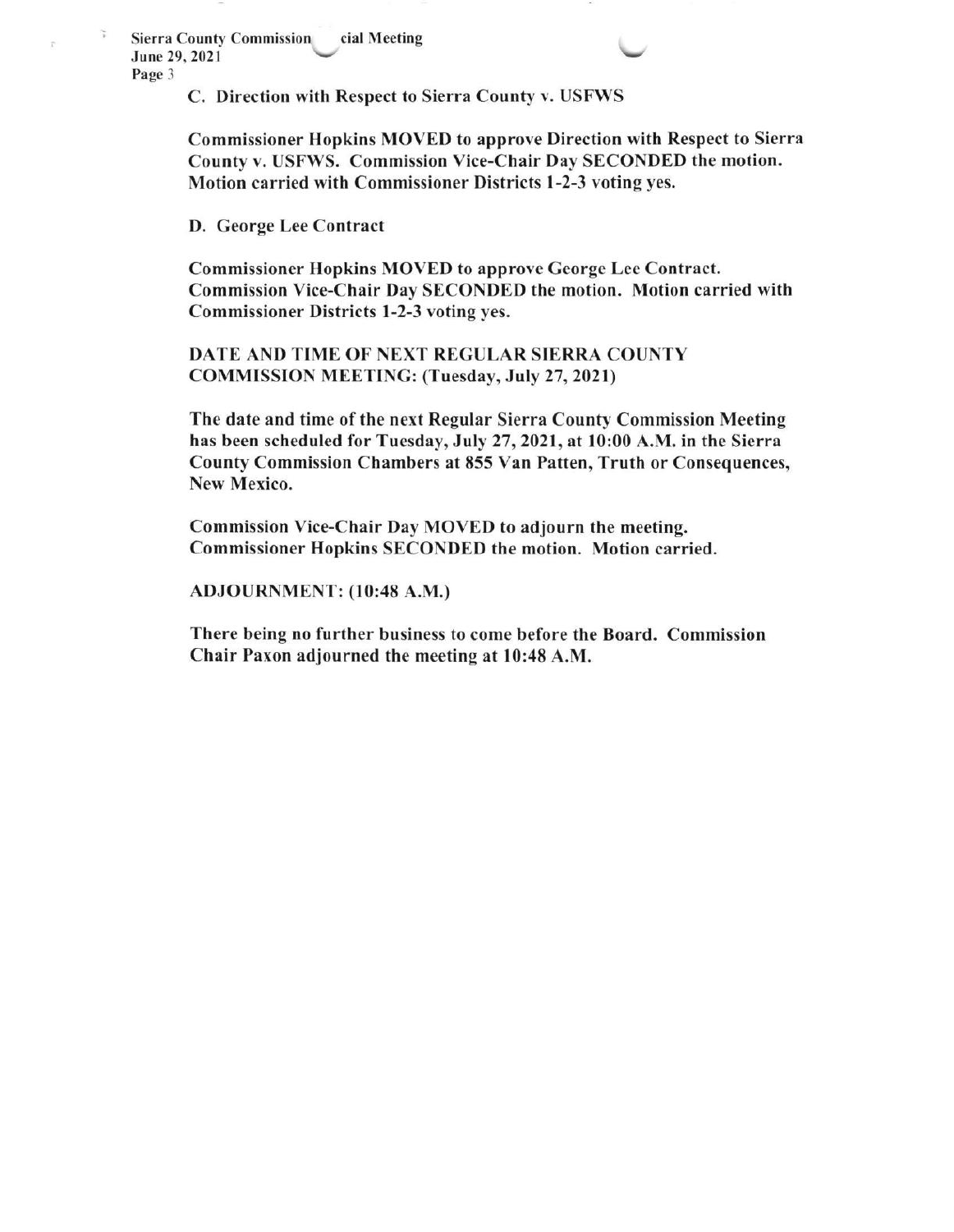**C. Direction with Respect to Sierra County v. USFWS**

**Commissioner Hopkins MOVED to approve Direction with Respect to Sierra County v. USFWS. Commission Vice-Chair Day SECONDED the motion. Motion carried with Commissioner Districts 1-2-3 voting yes.**

**D. George Lee Contract**

**Commissioner Hopkins MOVED to approve George Lee Contract. Commission Vice-Chair Day SECONDED the motion. Motion carried with Commissioner Districts 1-2-3 voting yes.**

**DATE AND TIME OF NEXT REGULAR SIERRA COUNTY COMMISSION MEETING: (Tuesday, July 27, 2021)**

**The date and time of the next Regular Sierra County Commission Meeting has been scheduled for Tuesday, July 27, 2021, at 10:00 A.M. in the Sierra County Commission Chambers at 855 Van Patten, Truth or Consequences, New Mexico.**

**Commission Vice-Chair Day MOVED to adjourn the meeting. Commissioner Hopkins SECONDED the motion. Motion carried.**

**ADJOURNMENT: (10:48 A.M.)**

**There being no further business to come before the Board. Commission Chair Paxon adjourned the meeting at 10:48 A.M.**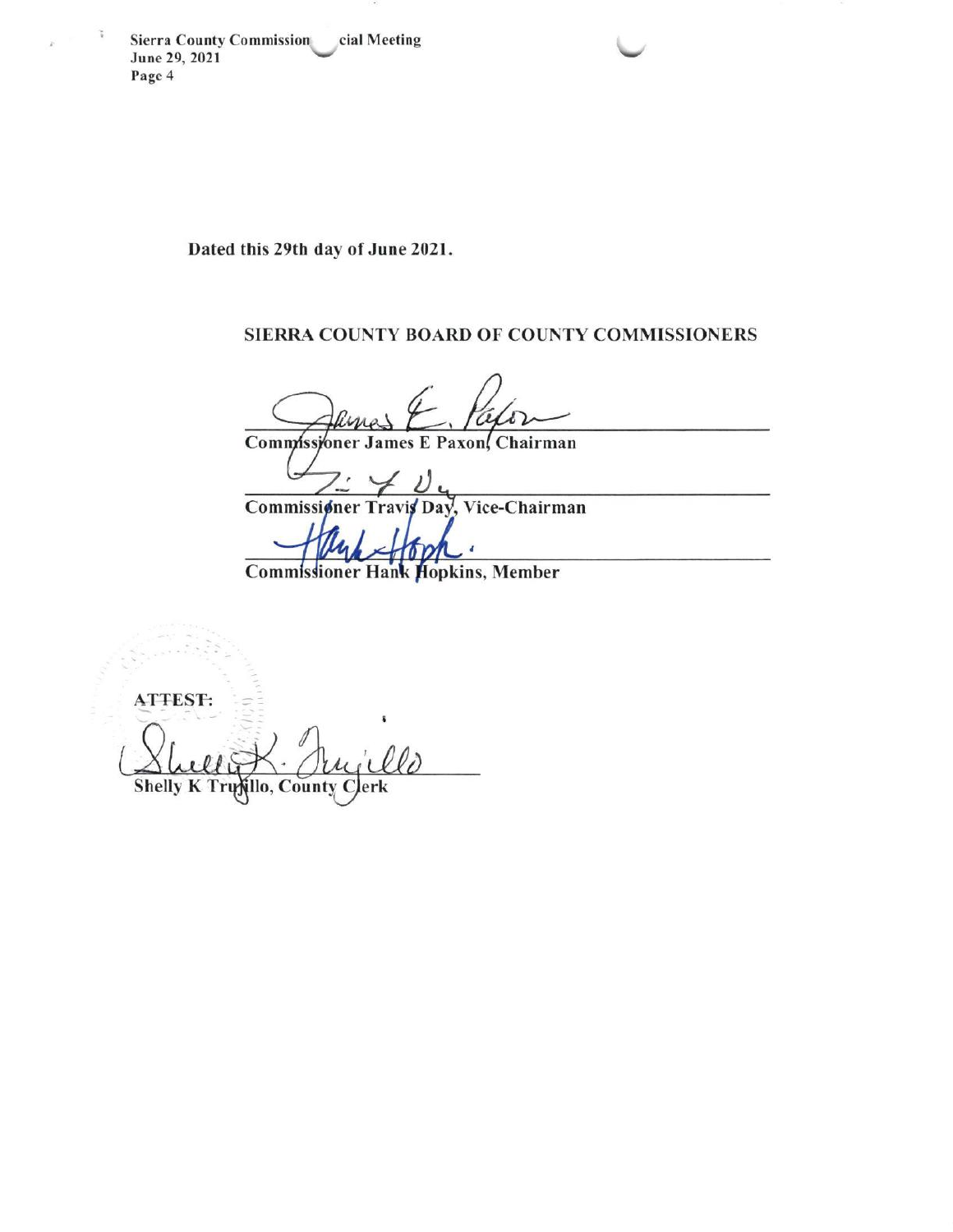Dated this 29th day of June 2021.

SIERRA COUNTY BOARD OF COUNTY COMMISSIONERS

Commissioner James E Paxon, Chairman

Commissioner Travis Day, Vice-Chairman

Commissioner Hank Hopkins, Member

ATTEST:

Shelly K Trujillo, County Clerk